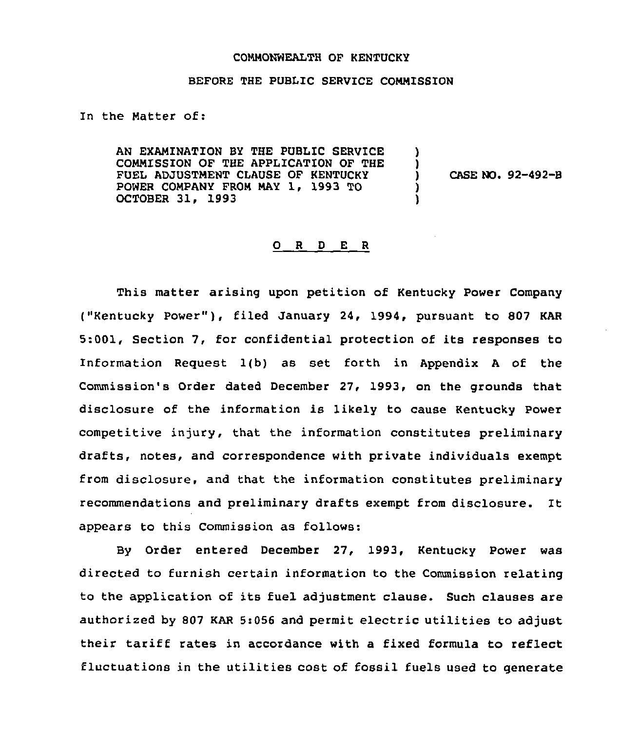COMMONWEALTH OF KENTUCKY

BEFORE THE PUBLIC SERVICE COMMISSION

In the Matter of:

| | | |
|---|---|---|
| AN EXAMINATION BY THE PUBLIC SERVICE COMMISSION OF THE APPLICATION OF THE FUEL ADJUSTMENT CLAUSE OF KENTUCKY POWER COMPANY FROM MAY 1, 1993 TO OCTOBER 31, 1993 | ) ) ) ) ) | CASE NO. 92-492-B |

# O R D E R

This matter arising upon petition of Kentucky Power Company ("Kentucky Power"), filed January 24, 1994, pursuant to 807 KAR 5:001, Section 7, for confidential protection of its responses to Information Request 1(b) as set forth in Appendix A of the Commission's Order dated December 27, 1993, on the grounds that disclosure of the information is likely to cause Kentucky Power competitive injury, that the information constitutes preliminary drafts, notes, and correspondence with private individuals exempt from disclosure, and that the information constitutes preliminary recommendations and preliminary drafts exempt from disclosure. It appears to this Commission as follows:

By Order entered December 27, 1993, Kentucky Power was directed to furnish certain information to the Commission relating to the application of its fuel adjustment clause. Such clauses are authorized by 807 KAR 5:056 and permit electric utilities to adjust their tariff rates in accordance with a fixed formula to reflect fluctuations in the utilities cost of fossil fuels used to generate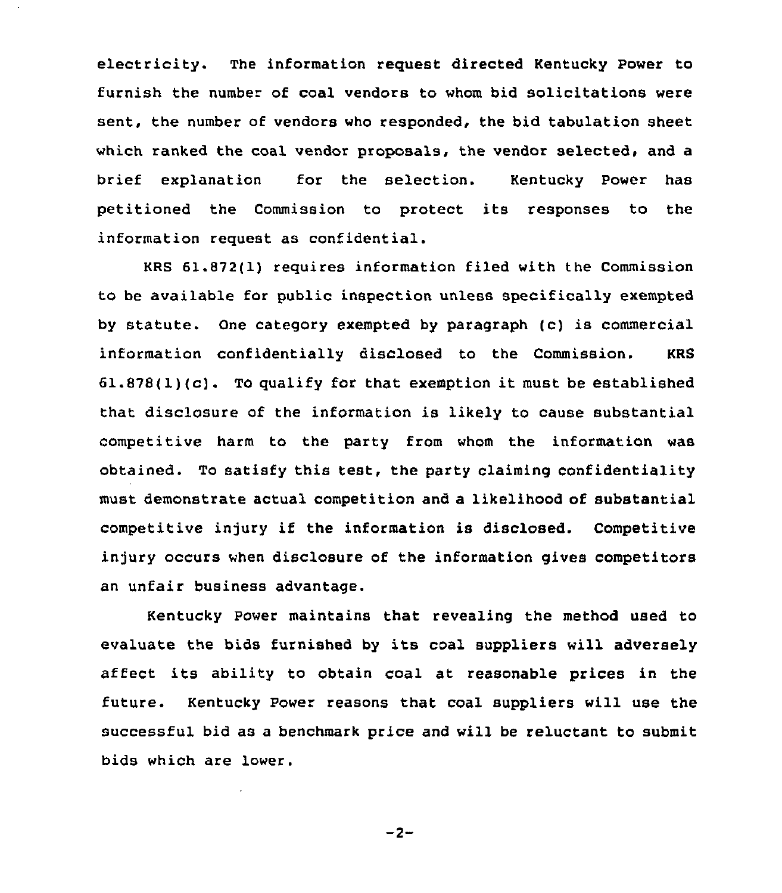electricity. The information request directed Kentucky Power to furnish the number of coal vendors to whom bid solicitations were sent, the number of vendors who responded, the bid tabulation sheet which ranked the coal vendor proposals, the vendor selected, and a brief explanation for the selection. Kentucky Power has petitioned the Commission to protect its responses to the information request as confidential.

KRS 61.872(1) requires information filed with the Commission to be available for public inspection unless specifically exempted by statute. One category exempted by paragraph (c) is commercial information confidentially disclosed to the Commission. KRS 61.878(1)(c). To qualify for that exemption it must be established that disclosure of the information is likely to cause substantial competitive harm to the party from whom the information was obtained. To satisfy this test, the party claiming confidentiality must demonstrate actual competition and a likelihood of substantial competitive injury if the information is disclosed. Competitive injury occurs when disclosure of the information gives competitors an unfair business advantage.

Kentucky Power maintains that revealing the method used to evaluate the bids furnished by its coal suppliers will adversely affect its ability to obtain coal at reasonable prices in the future. Kentucky Power reasons that coal suppliers will use the successful bid as a benchmark price and will be reluctant to submit bids which are lower.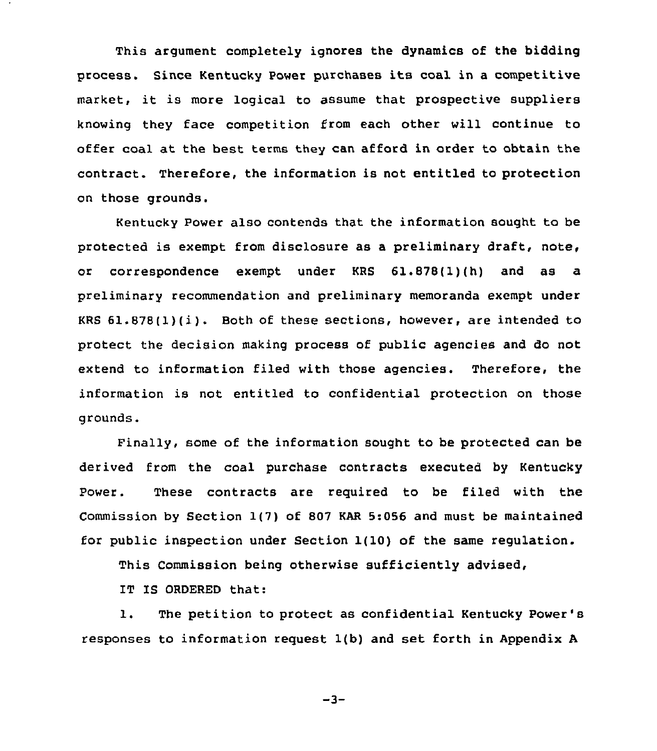This argument completely ignores the dynamics of the bidding process. Since Kentucky Power purchases its coal in a competitive market, it is more logical to assume that prospective suppliers knowing they face competition from each other will continue to offer coal at the best terms they can afford in order to obtain the contract. Therefore, the information is not entitled to protection on those grounds.

Kentucky Power also contends that the information sought to be protected is exempt from disclosure as a preliminary draft, note, or correspondence exempt under KRS 61.878(1)(h) and as a preliminary recommendation and preliminary memoranda exempt under KRS 61.878(1)(i). Both of these sections, however, are intended to protect the decision making process of public agencies and do not extend to information filed with those agencies. Therefore, the information is not entitled to confidential protection on those grounds.

Finally, some of the information sought to be protected can be derived from the coal purchase contracts executed by Kentucky Power. These contracts are required to be filed with the Commission by Section 1(7) of 807 KAR 5:056 and must be maintained for public inspection under Section 1(10) of the same regulation.

This Commission being otherwise sufficiently advised,

IT IS ORDERED that:

1. The petition to protect as confidential Kentucky Power's responses to information request 1(b) and set forth in Appendix A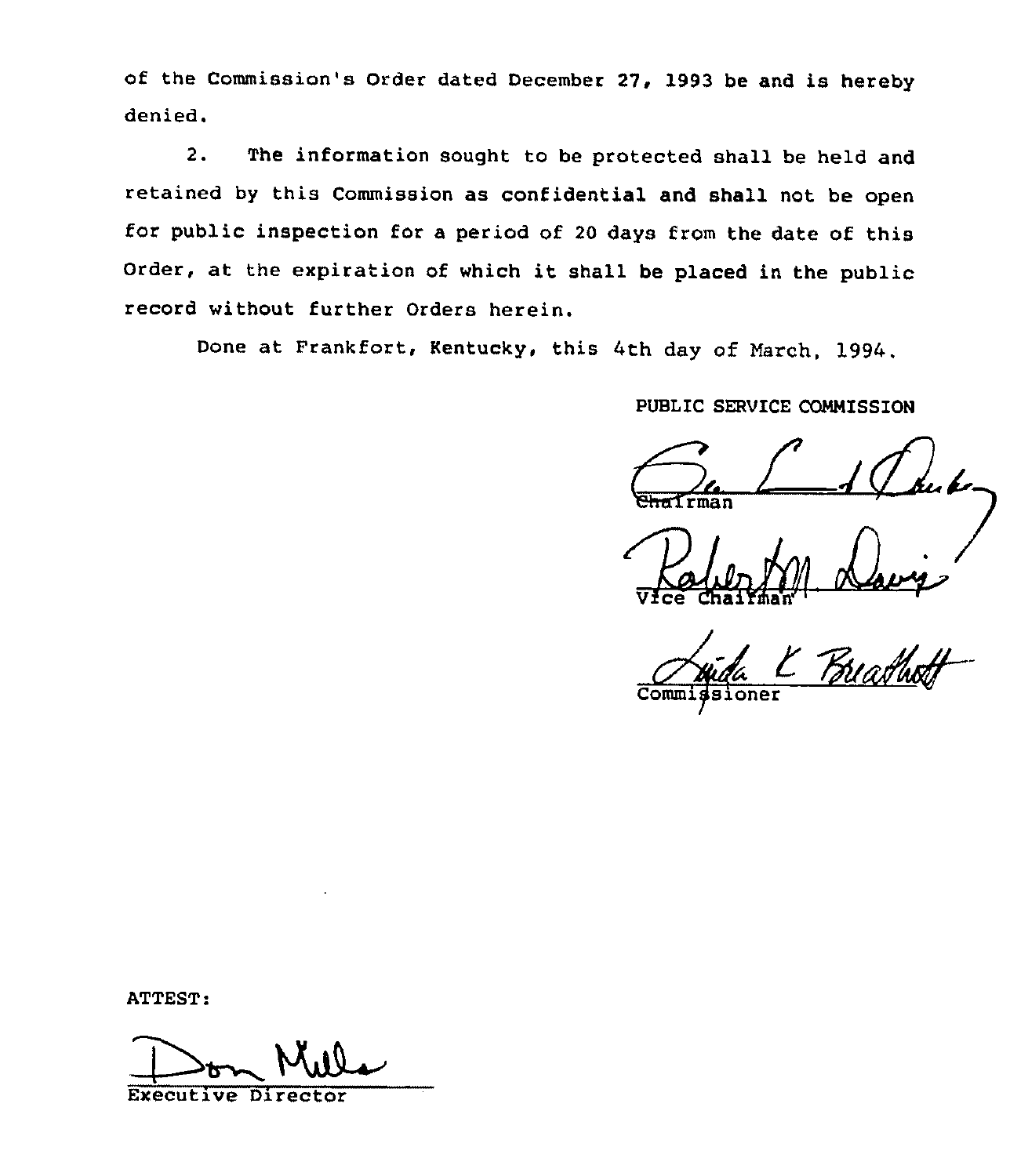of the Commission's Order dated December 27, 1993 be and is hereby denied.

2. The information sought to be protected shall be held and retained by this Commission as confidential and shall not be open for public inspection for a period of 20 days from the date of this Order, at the expiration of which it shall be placed in the public record without further Orders herein.

Done at Frankfort, Kentucky, this 4th day of March, 1994.

PUBLIC SERVICE COMMISSION

Chairman

Vice Chairman

Commissioner

ATTEST:

Executive Director